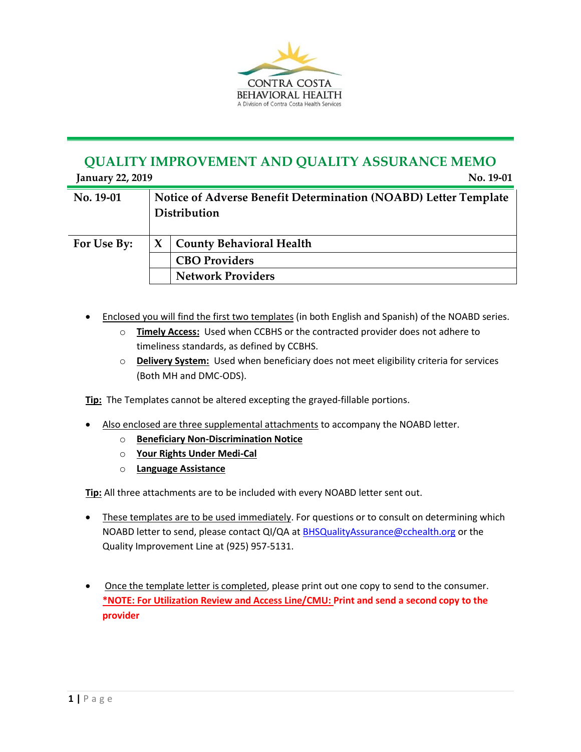CONTRA COSTA
BEHAVIORAL HEALTH
A Division of Contra Costa Health Services

# QUALITY IMPROVEMENT AND QUALITY ASSURANCE MEMO

**January 22, 2019** **No. 19-01**

| No. 19-01 | Notice of Adverse Benefit Determination (NOABD) Letter Template Distribution | |
|---|---|---|
| **For Use By:** | X | **County Behavioral Health** |
| | | **CBO Providers** |
| | | **Network Providers** |

- Enclosed you will find the first two templates (in both English and Spanish) of the NOABD series.
    - **Timely Access:** Used when CCBHS or the contracted provider does not adhere to timeliness standards, as defined by CCBHS.
    - **Delivery System:** Used when beneficiary does not meet eligibility criteria for services (Both MH and DMC-ODS).

**Tip:** The Templates cannot be altered excepting the grayed-fillable portions.

- Also enclosed are three supplemental attachments to accompany the NOABD letter.
    - **Beneficiary Non-Discrimination Notice**
    - **Your Rights Under Medi-Cal**
    - **Language Assistance**

**Tip:** All three attachments are to be included with every NOABD letter sent out.

- These templates are to be used immediately. For questions or to consult on determining which NOABD letter to send, please contact QI/QA at BHSQualityAssurance@cchealth.org or the Quality Improvement Line at (925) 957-5131.

- Once the template letter is completed, please print out one copy to send to the consumer. **\*NOTE: For Utilization Review and Access Line/CMU: Print and send a second copy to the provider**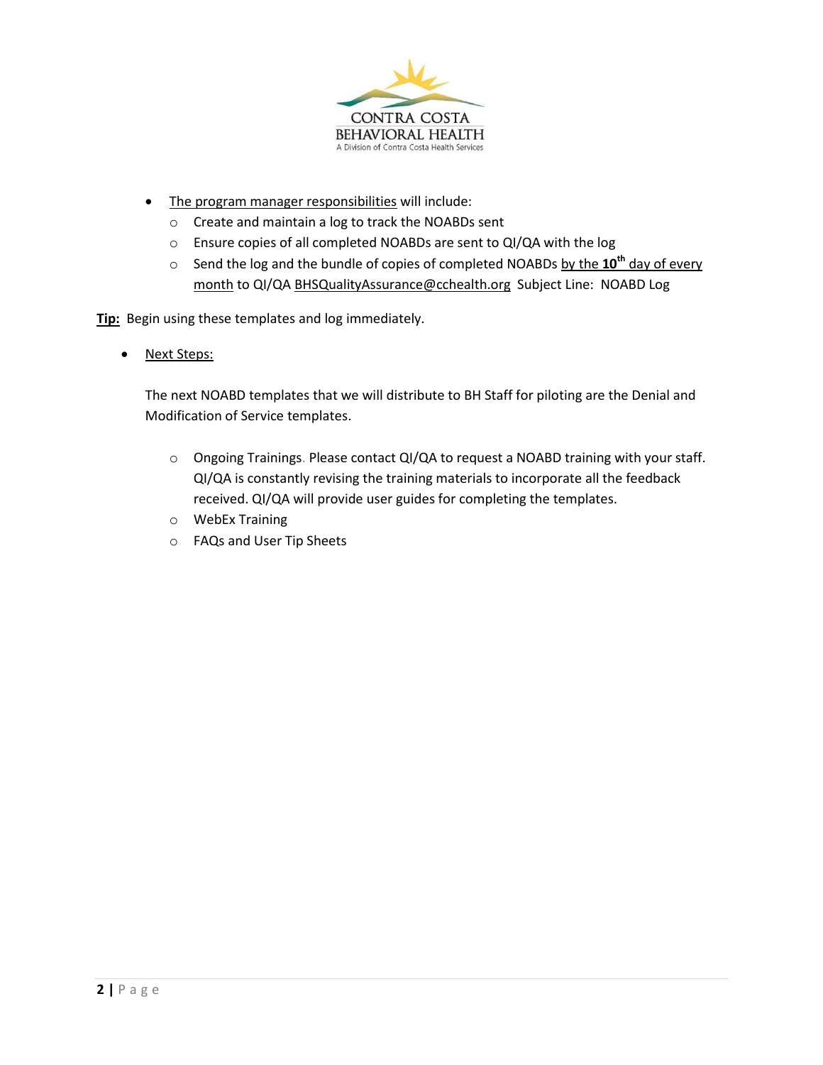- The program manager responsibilities will include:
  - Create and maintain a log to track the NOABDs sent
  - Ensure copies of all completed NOABDs are sent to QI/QA with the log
  - Send the log and the bundle of copies of completed NOABDs by the **10th** day of every month to QI/QA BHSQualityAssurance@cchealth.org Subject Line: NOABD Log

**Tip:** Begin using these templates and log immediately.

- Next Steps:

  The next NOABD templates that we will distribute to BH Staff for piloting are the Denial and Modification of Service templates.

  - Ongoing Trainings. Please contact QI/QA to request a NOABD training with your staff. QI/QA is constantly revising the training materials to incorporate all the feedback received. QI/QA will provide user guides for completing the templates.
  - WebEx Training
  - FAQs and User Tip Sheets